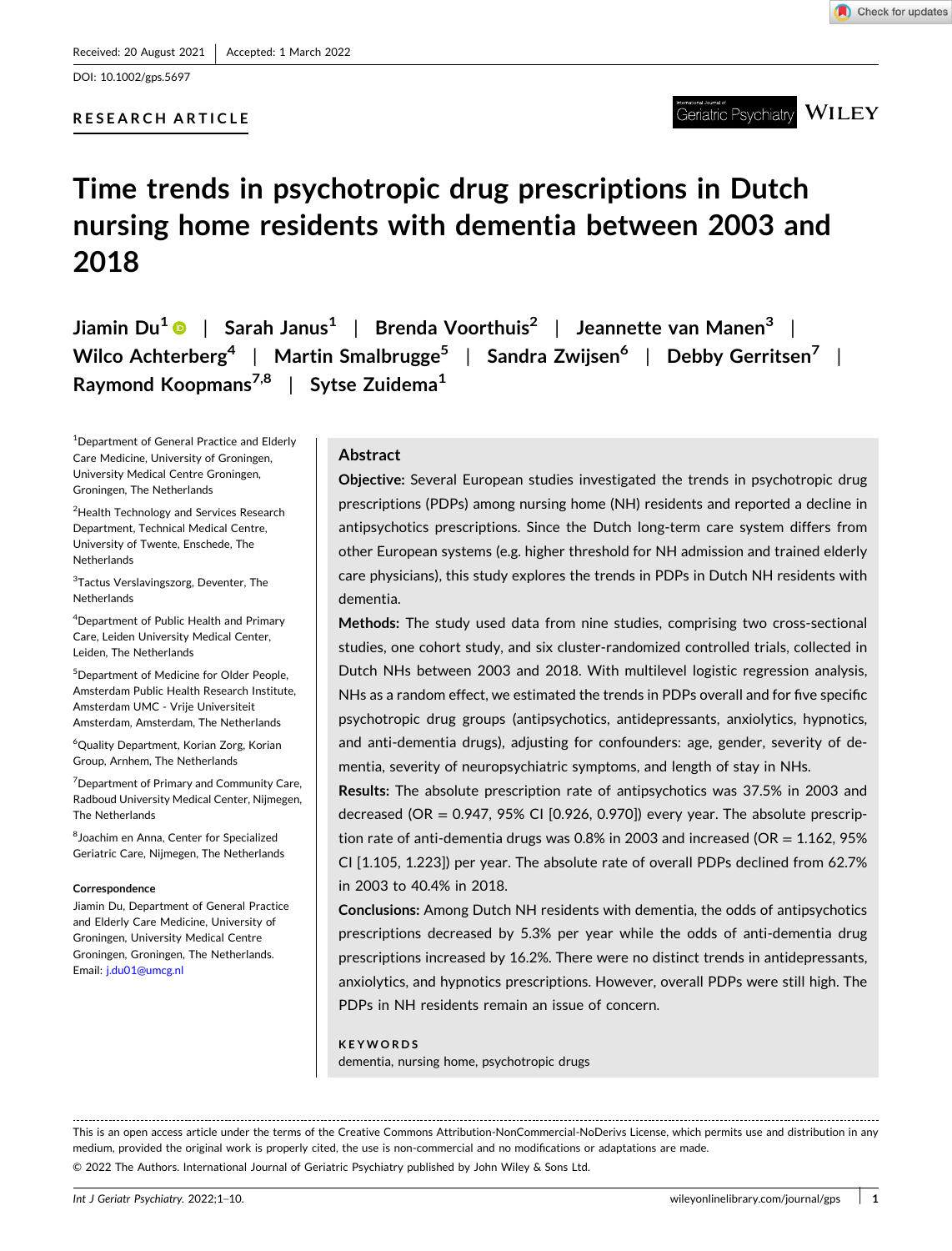Received: 20 August 2021 | Accepted: 1 March 2022

DOI: 10.1002/gps.5697

RESEARCH ARTICLE

# Time trends in psychotropic drug prescriptions in Dutch nursing home residents with dementia between 2003 and 2018

Jiamin Du[1] | Sarah Janus[1] | Brenda Voorthuis[2] | Jeannette van Manen[3] | Wilco Achterberg[4] | Martin Smalbrugge[5] | Sandra Zwijsen[6] | Debby Gerritsen[7] | Raymond Koopmans[7,8] | Sytse Zuidema[1]

[1]Department of General Practice and Elderly Care Medicine, University of Groningen, University Medical Centre Groningen, Groningen, The Netherlands

[2]Health Technology and Services Research Department, Technical Medical Centre, University of Twente, Enschede, The Netherlands

[3]Tactus Verslavingszorg, Deventer, The Netherlands

[4]Department of Public Health and Primary Care, Leiden University Medical Center, Leiden, The Netherlands

[5]Department of Medicine for Older People, Amsterdam Public Health Research Institute, Amsterdam UMC - Vrije Universiteit Amsterdam, Amsterdam, The Netherlands

[6]Quality Department, Korian Zorg, Korian Group, Arnhem, The Netherlands

[7]Department of Primary and Community Care, Radboud University Medical Center, Nijmegen, The Netherlands

[8]Joachim en Anna, Center for Specialized Geriatric Care, Nijmegen, The Netherlands

**Correspondence**

Jiamin Du, Department of General Practice and Elderly Care Medicine, University of Groningen, University Medical Centre Groningen, Groningen, The Netherlands.
Email: j.du01@umcg.nl

## Abstract

**Objective:** Several European studies investigated the trends in psychotropic drug prescriptions (PDPs) among nursing home (NH) residents and reported a decline in antipsychotics prescriptions. Since the Dutch long-term care system differs from other European systems (e.g. higher threshold for NH admission and trained elderly care physicians), this study explores the trends in PDPs in Dutch NH residents with dementia.

**Methods:** The study used data from nine studies, comprising two cross-sectional studies, one cohort study, and six cluster-randomized controlled trials, collected in Dutch NHs between 2003 and 2018. With multilevel logistic regression analysis, NHs as a random effect, we estimated the trends in PDPs overall and for five specific psychotropic drug groups (antipsychotics, antidepressants, anxiolytics, hypnotics, and anti-dementia drugs), adjusting for confounders: age, gender, severity of dementia, severity of neuropsychiatric symptoms, and length of stay in NHs.

**Results:** The absolute prescription rate of antipsychotics was 37.5% in 2003 and decreased (OR = 0.947, 95% CI [0.926, 0.970]) every year. The absolute prescription rate of anti-dementia drugs was 0.8% in 2003 and increased (OR = 1.162, 95% CI [1.105, 1.223]) per year. The absolute rate of overall PDPs declined from 62.7% in 2003 to 40.4% in 2018.

**Conclusions:** Among Dutch NH residents with dementia, the odds of antipsychotics prescriptions decreased by 5.3% per year while the odds of anti-dementia drug prescriptions increased by 16.2%. There were no distinct trends in antidepressants, anxiolytics, and hypnotics prescriptions. However, overall PDPs were still high. The PDPs in NH residents remain an issue of concern.

**KEYWORDS**

dementia, nursing home, psychotropic drugs

This is an open access article under the terms of the Creative Commons Attribution-NonCommercial-NoDerivs License, which permits use and distribution in any medium, provided the original work is properly cited, the use is non-commercial and no modifications or adaptations are made.

© 2022 The Authors. International Journal of Geriatric Psychiatry published by John Wiley & Sons Ltd.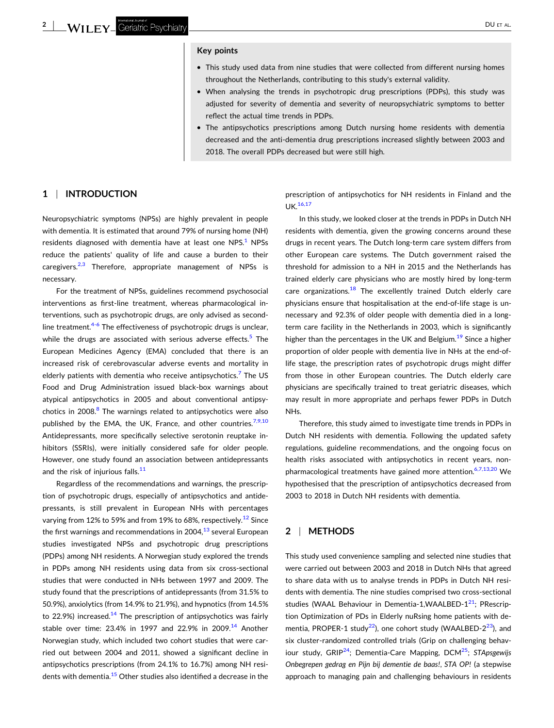**Key points**

- This study used data from nine studies that were collected from different nursing homes throughout the Netherlands, contributing to this study's external validity.
- When analysing the trends in psychotropic drug prescriptions (PDPs), this study was adjusted for severity of dementia and severity of neuropsychiatric symptoms to better reflect the actual time trends in PDPs.
- The antipsychotics prescriptions among Dutch nursing home residents with dementia decreased and the anti-dementia drug prescriptions increased slightly between 2003 and 2018. The overall PDPs decreased but were still high.

## 1 | INTRODUCTION

Neuropsychiatric symptoms (NPSs) are highly prevalent in people with dementia. It is estimated that around 79% of nursing home (NH) residents diagnosed with dementia have at least one NPS.[1] NPSs reduce the patients' quality of life and cause a burden to their caregivers.[2,3] Therefore, appropriate management of NPSs is necessary.

For the treatment of NPSs, guidelines recommend psychosocial interventions as first-line treatment, whereas pharmacological interventions, such as psychotropic drugs, are only advised as second-line treatment.[4-6] The effectiveness of psychotropic drugs is unclear, while the drugs are associated with serious adverse effects.[5] The European Medicines Agency (EMA) concluded that there is an increased risk of cerebrovascular adverse events and mortality in elderly patients with dementia who receive antipsychotics.[7] The US Food and Drug Administration issued black-box warnings about atypical antipsychotics in 2005 and about conventional antipsychotics in 2008.[8] The warnings related to antipsychotics were also published by the EMA, the UK, France, and other countries.[7,9,10] Antidepressants, more specifically selective serotonin reuptake inhibitors (SSRIs), were initially considered safe for older people. However, one study found an association between antidepressants and the risk of injurious falls.[11]

Regardless of the recommendations and warnings, the prescription of psychotropic drugs, especially of antipsychotics and antidepressants, is still prevalent in European NHs with percentages varying from 12% to 59% and from 19% to 68%, respectively.[12] Since the first warnings and recommendations in 2004,[13] several European studies investigated NPSs and psychotropic drug prescriptions (PDPs) among NH residents. A Norwegian study explored the trends in PDPs among NH residents using data from six cross-sectional studies that were conducted in NHs between 1997 and 2009. The study found that the prescriptions of antidepressants (from 31.5% to 50.9%), anxiolytics (from 14.9% to 21.9%), and hypnotics (from 14.5% to 22.9%) increased.[14] The prescription of antipsychotics was fairly stable over time: 23.4% in 1997 and 22.9% in 2009.[14] Another Norwegian study, which included two cohort studies that were carried out between 2004 and 2011, showed a significant decline in antipsychotics prescriptions (from 24.1% to 16.7%) among NH residents with dementia.[15] Other studies also identified a decrease in the prescription of antipsychotics for NH residents in Finland and the UK.[16,17]

In this study, we looked closer at the trends in PDPs in Dutch NH residents with dementia, given the growing concerns around these drugs in recent years. The Dutch long-term care system differs from other European care systems. The Dutch government raised the threshold for admission to a NH in 2015 and the Netherlands has trained elderly care physicians who are mostly hired by long-term care organizations.[18] The excellently trained Dutch elderly care physicians ensure that hospitalisation at the end-of-life stage is unnecessary and 92.3% of older people with dementia died in a long-term care facility in the Netherlands in 2003, which is significantly higher than the percentages in the UK and Belgium.[19] Since a higher proportion of older people with dementia live in NHs at the end-of-life stage, the prescription rates of psychotropic drugs might differ from those in other European countries. The Dutch elderly care physicians are specifically trained to treat geriatric diseases, which may result in more appropriate and perhaps fewer PDPs in Dutch NHs.

Therefore, this study aimed to investigate time trends in PDPs in Dutch NH residents with dementia. Following the updated safety regulations, guideline recommendations, and the ongoing focus on health risks associated with antipsychotics in recent years, non-pharmacological treatments have gained more attention.[6,7,13,20] We hypothesised that the prescription of antipsychotics decreased from 2003 to 2018 in Dutch NH residents with dementia.

## 2 | METHODS

This study used convenience sampling and selected nine studies that were carried out between 2003 and 2018 in Dutch NHs that agreed to share data with us to analyse trends in PDPs in Dutch NH residents with dementia. The nine studies comprised two cross-sectional studies (WAAL Behaviour in Dementia-1,WAALBED-1[21]; PRescription Optimization of PDs in Elderly nuRsing home patients with dementia, PROPER-1 study[22]), one cohort study (WAALBED-2[23]), and six cluster-randomized controlled trials (Grip on challenging behaviour study, GRIP[24]; Dementia-Care Mapping, DCM[25]; *STApsgewijs Onbegrepen gedrag en Pijn bij dementie de baas!*, *STA OP!* (a stepwise approach to managing pain and challenging behaviours in residents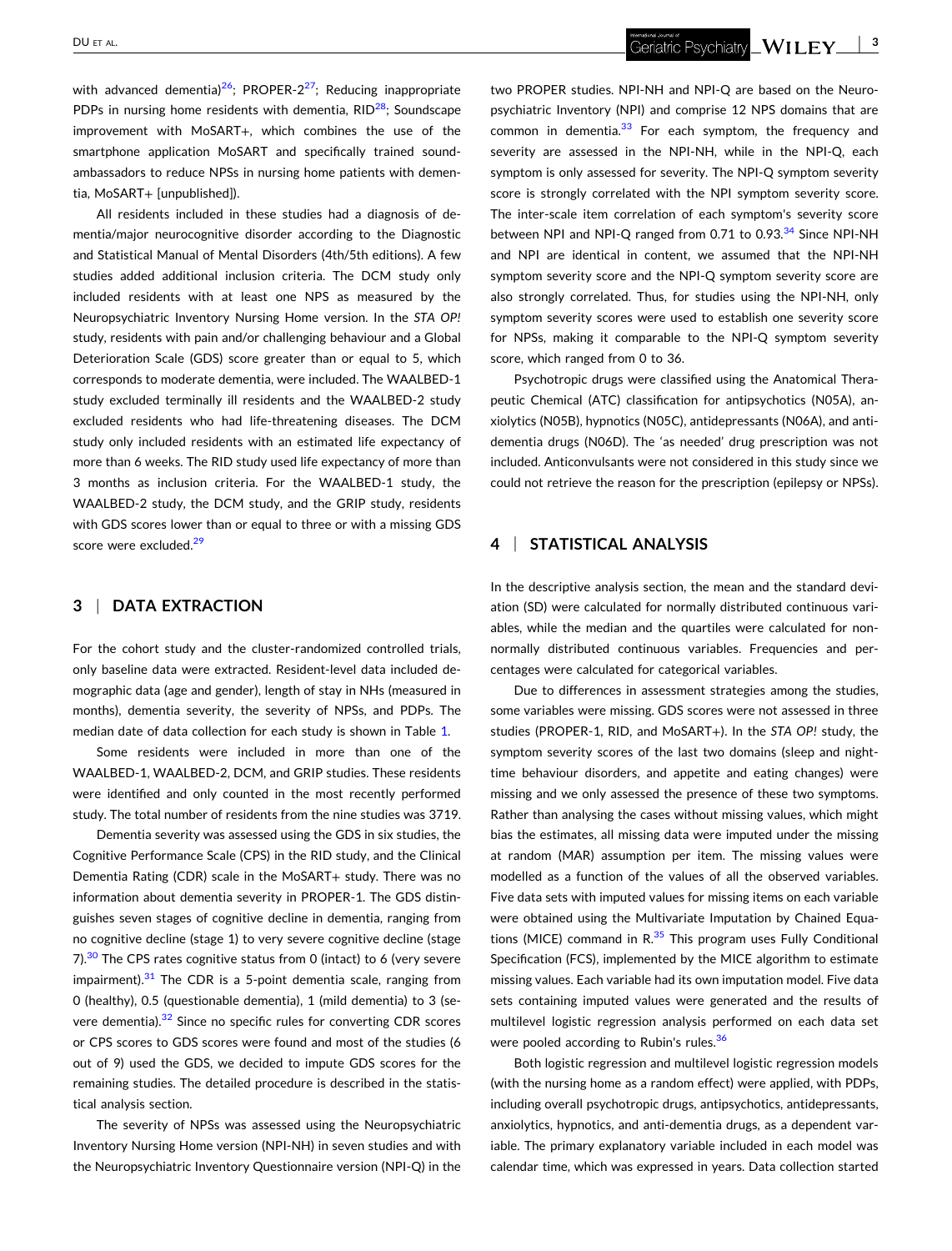with advanced dementia)[26]; PROPER-2[27]; Reducing inappropriate PDPs in nursing home residents with dementia, RID[28]; Soundscape improvement with MoSART+, which combines the use of the smartphone application MoSART and specifically trained sound-ambassadors to reduce NPSs in nursing home patients with dementia, MoSART+ [unpublished]).

All residents included in these studies had a diagnosis of dementia/major neurocognitive disorder according to the Diagnostic and Statistical Manual of Mental Disorders (4th/5th editions). A few studies added additional inclusion criteria. The DCM study only included residents with at least one NPS as measured by the Neuropsychiatric Inventory Nursing Home version. In the *STA OP!* study, residents with pain and/or challenging behaviour and a Global Deterioration Scale (GDS) score greater than or equal to 5, which corresponds to moderate dementia, were included. The WAALBED-1 study excluded terminally ill residents and the WAALBED-2 study excluded residents who had life-threatening diseases. The DCM study only included residents with an estimated life expectancy of more than 6 weeks. The RID study used life expectancy of more than 3 months as inclusion criteria. For the WAALBED-1 study, the WAALBED-2 study, the DCM study, and the GRIP study, residents with GDS scores lower than or equal to three or with a missing GDS score were excluded.[29]

## 3 | DATA EXTRACTION

For the cohort study and the cluster-randomized controlled trials, only baseline data were extracted. Resident-level data included demographic data (age and gender), length of stay in NHs (measured in months), dementia severity, the severity of NPSs, and PDPs. The median date of data collection for each study is shown in Table 1.

Some residents were included in more than one of the WAALBED-1, WAALBED-2, DCM, and GRIP studies. These residents were identified and only counted in the most recently performed study. The total number of residents from the nine studies was 3719.

Dementia severity was assessed using the GDS in six studies, the Cognitive Performance Scale (CPS) in the RID study, and the Clinical Dementia Rating (CDR) scale in the MoSART+ study. There was no information about dementia severity in PROPER-1. The GDS distinguishes seven stages of cognitive decline in dementia, ranging from no cognitive decline (stage 1) to very severe cognitive decline (stage 7).[30] The CPS rates cognitive status from 0 (intact) to 6 (very severe impairment).[31] The CDR is a 5-point dementia scale, ranging from 0 (healthy), 0.5 (questionable dementia), 1 (mild dementia) to 3 (severe dementia).[32] Since no specific rules for converting CDR scores or CPS scores to GDS scores were found and most of the studies (6 out of 9) used the GDS, we decided to impute GDS scores for the remaining studies. The detailed procedure is described in the statistical analysis section.

The severity of NPSs was assessed using the Neuropsychiatric Inventory Nursing Home version (NPI-NH) in seven studies and with the Neuropsychiatric Inventory Questionnaire version (NPI-Q) in the two PROPER studies. NPI-NH and NPI-Q are based on the Neuropsychiatric Inventory (NPI) and comprise 12 NPS domains that are common in dementia.[33] For each symptom, the frequency and severity are assessed in the NPI-NH, while in the NPI-Q, each symptom is only assessed for severity. The NPI-Q symptom severity score is strongly correlated with the NPI symptom severity score. The inter-scale item correlation of each symptom's severity score between NPI and NPI-Q ranged from 0.71 to 0.93.[34] Since NPI-NH and NPI are identical in content, we assumed that the NPI-NH symptom severity score and the NPI-Q symptom severity score are also strongly correlated. Thus, for studies using the NPI-NH, only symptom severity scores were used to establish one severity score for NPSs, making it comparable to the NPI-Q symptom severity score, which ranged from 0 to 36.

Psychotropic drugs were classified using the Anatomical Therapeutic Chemical (ATC) classification for antipsychotics (N05A), anxiolytics (N05B), hypnotics (N05C), antidepressants (N06A), and anti-dementia drugs (N06D). The 'as needed' drug prescription was not included. Anticonvulsants were not considered in this study since we could not retrieve the reason for the prescription (epilepsy or NPSs).

## 4 | STATISTICAL ANALYSIS

In the descriptive analysis section, the mean and the standard deviation (SD) were calculated for normally distributed continuous variables, while the median and the quartiles were calculated for non-normally distributed continuous variables. Frequencies and percentages were calculated for categorical variables.

Due to differences in assessment strategies among the studies, some variables were missing. GDS scores were not assessed in three studies (PROPER-1, RID, and MoSART+). In the *STA OP!* study, the symptom severity scores of the last two domains (sleep and night-time behaviour disorders, and appetite and eating changes) were missing and we only assessed the presence of these two symptoms. Rather than analysing the cases without missing values, which might bias the estimates, all missing data were imputed under the missing at random (MAR) assumption per item. The missing values were modelled as a function of the values of all the observed variables. Five data sets with imputed values for missing items on each variable were obtained using the Multivariate Imputation by Chained Equations (MICE) command in R.[35] This program uses Fully Conditional Specification (FCS), implemented by the MICE algorithm to estimate missing values. Each variable had its own imputation model. Five data sets containing imputed values were generated and the results of multilevel logistic regression analysis performed on each data set were pooled according to Rubin's rules.[36]

Both logistic regression and multilevel logistic regression models (with the nursing home as a random effect) were applied, with PDPs, including overall psychotropic drugs, antipsychotics, antidepressants, anxiolytics, hypnotics, and anti-dementia drugs, as a dependent variable. The primary explanatory variable included in each model was calendar time, which was expressed in years. Data collection started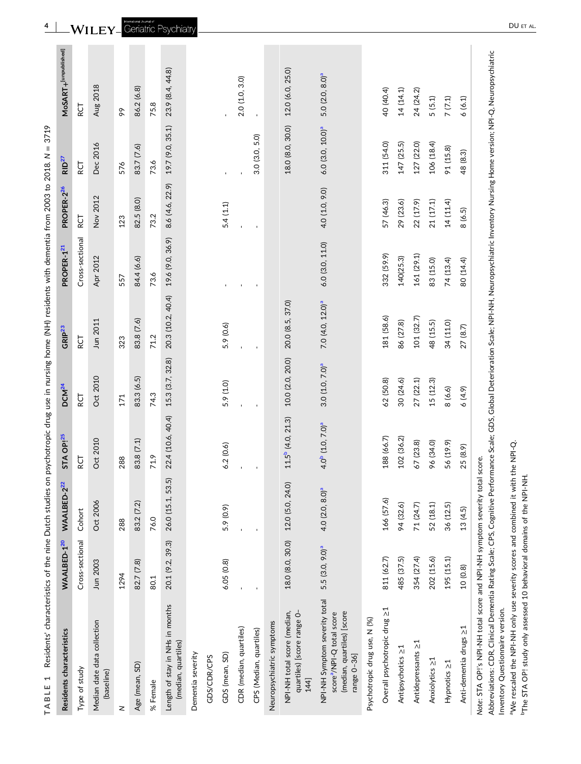**TABLE 1** Residents' characteristics of the nine Dutch studies on psychotropic drug use in nursing home (NH) residents with dementia from 2003 to 2018. N = 3719

| Residents characteristics | WAALBED-1[20] | WAALBED-2[22] | STA OP![25] | DCM[24] | GRIP[23] | PROPER-1[21] | PROPER-2[26] | RID[27] | MoSART+[unpublished] |
|---|---|---|---|---|---|---|---|---|---|
| Type of study | Cross-sectional | Cohort | RCT | RCT | RCT | Cross-sectional | RCT | RCT | RCT |
| Median date data collection (baseline) | Jun 2003 | Oct 2006 | Oct 2010 | Oct 2010 | Jun 2011 | Apr 2012 | Nov 2012 | Dec 2016 | Aug 2018 |
| N | 1294 | 288 | 288 | 171 | 323 | 557 | 123 | 576 | 99 |
| Age (mean, SD) | 82.7 (7.8) | 83.2 (7.2) | 83.8 (7.1) | 83.3 (6.5) | 83.8 (7.6) | 84.4 (6.6) | 82.5 (8.0) | 83.7 (7.6) | 86.2 (6.8) |
| % Female | 80.1 | 76.0 | 71.9 | 74.3 | 71.2 | 73.6 | 73.2 | 73.6 | 75.8 |
| Length of stay in NHs in months (median, quartiles) | 20.1 (9.2, 39.3) | 26.0 (15.1, 53.5) | 22.4 (10.6, 40.4) | 15.3 (3.7, 32.8) | 20.3 (10.2, 40.4) | 19.6 (9.0, 36.9) | 8.6 (4.6, 22.9) | 19.7 (9.0, 35.1) | 23.9 (8.4, 44.8) |
| Dementia severity | | | | | | | | | |
| GDS/CDR/CPS | | | | | | | | | |
| GDS (mean, SD) | 6.05 (0.8) | 5.9 (0.9) | 6.2 (0.6) | 5.9 (1.0) | 5.9 (0.6) | - | 5.4 (1.1) | - | - |
| CDR (median, quartiles) | - | - | - | - | - | - | - | - | 2.0 (1.0, 3.0) |
| CPS (Median, quartiles) | - | - | - | - | - | - | - | 3.0 (3.0, 5.0) | - |
| Neuropsychiatric symptoms | | | | | | | | | |
| NPI-NH total score (median, quartiles) [score range 0–144] | 18.0 (8.0, 30.0) | 12.0 (5.0, 24.0) | 11.5[b] (4.0, 21.3) | 10.0 (2.0, 20.0) | 20.0 (8.5, 37.0) | | | 18.0 (8.0, 30.0) | 12.0 (6.0, 25.0) |
| NPI-NH Symptom severity total score[a]/NPI-Q total score (median, quartiles) [score range 0–36] | 5.5 (3.0, 9.0)[a] | 4.0 (2.0, 8.0)[a] | 4.0[b] (1.0, 7.0)[a] | 3.0 (1.0, 7.0)[a] | 7.0 (4.0, 12.0)[a] | 6.0 (3.0, 11.0) | 4.0 (1.0, 9.0) | 6.0 (3.0, 10.0)[a] | 5.0 (2.0, 8.0)[a] |
| Psychotropic drug use, N (%) | | | | | | | | | |
| Overall psychotropic drug ≥1 | 811 (62.7) | 166 (57.6) | 188 (66.7) | 62 (50.8) | 181 (58.6) | 332 (59.9) | 57 (46.3) | 311 (54.0) | 40 (40.4) |
| Antipsychotics ≥1 | 485 (37.5) | 94 (32.6) | 102 (36.2) | 30 (24.6) | 86 (27.8) | 140(25.3) | 29 (23.6) | 147 (25.5) | 14 (14.1) |
| Antidepressants ≥1 | 354 (27.4) | 71 (24.7) | 67 (23.8) | 27 (22.1) | 101 (32.7) | 161 (29.1) | 22 (17.9) | 127 (22.0) | 24 (24.2) |
| Anxiolytics ≥1 | 202 (15.6) | 52 (18.1) | 96 (34.0) | 15 (12.3) | 48 (15.5) | 83 (15.0) | 21 (17.1) | 106 (18.4) | 5 (5.1) |
| Hypnotics ≥1 | 195 (15.1) | 36 (12.5) | 56 (19.9) | 8 (6.6) | 34 (11.0) | 74 (13.4) | 14 (11.4) | 91 (15.8) | 7 (7.1) |
| Anti-dementia drugs ≥1 | 10 (0.8) | 13 (4.5) | 25 (8.9) | 6 (4.9) | 27 (8.7) | 80 (14.4) | 8 (6.5) | 48 (8.3) | 6 (6.1) |

*Note*: STA OP!'s NPI-NH total score and NPI-NH symptom severity total score.

Abbreviations: CDR, Clinical Dementia Rating Scale; CPS, Cognitive Performance Scale; GDS, Global Deterioration Scale; NPI-NH, Neuropsychiatric Inventory Nursing Home version; NPI-Q, Neuropsychiatric Inventory Questionnaire version.

[a]We rescaled the NPI-NH only use severity scores and combined it with the NPI-Q.

[b]The STA OP! study only assessed 10 behavioral domains of the NPI-NH.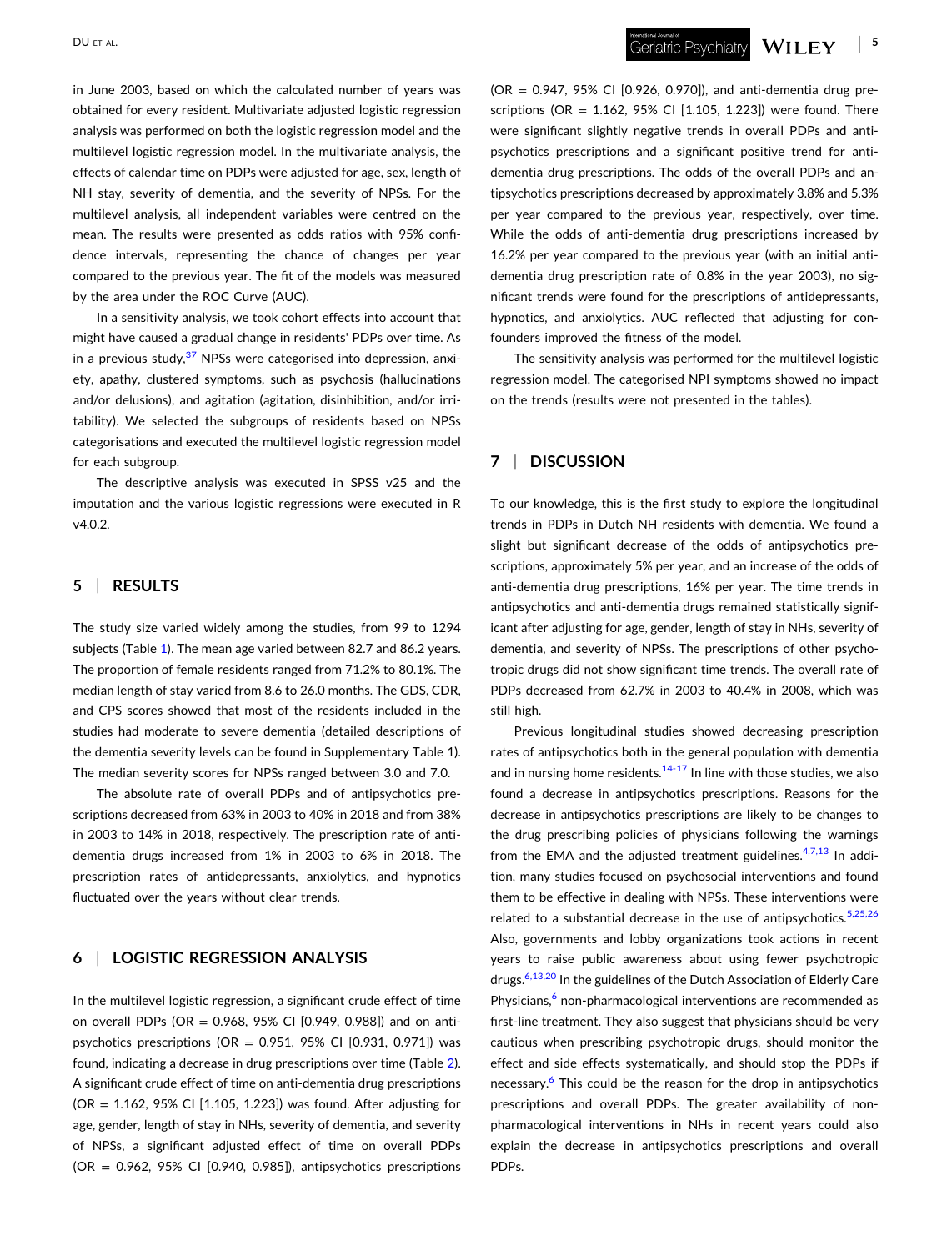in June 2003, based on which the calculated number of years was obtained for every resident. Multivariate adjusted logistic regression analysis was performed on both the logistic regression model and the multilevel logistic regression model. In the multivariate analysis, the effects of calendar time on PDPs were adjusted for age, sex, length of NH stay, severity of dementia, and the severity of NPSs. For the multilevel analysis, all independent variables were centred on the mean. The results were presented as odds ratios with 95% confidence intervals, representing the chance of changes per year compared to the previous year. The fit of the models was measured by the area under the ROC Curve (AUC).

In a sensitivity analysis, we took cohort effects into account that might have caused a gradual change in residents' PDPs over time. As in a previous study,[37] NPSs were categorised into depression, anxiety, apathy, clustered symptoms, such as psychosis (hallucinations and/or delusions), and agitation (agitation, disinhibition, and/or irritability). We selected the subgroups of residents based on NPSs categorisations and executed the multilevel logistic regression model for each subgroup.

The descriptive analysis was executed in SPSS v25 and the imputation and the various logistic regressions were executed in R v4.0.2.

## 5 | RESULTS

The study size varied widely among the studies, from 99 to 1294 subjects (Table 1). The mean age varied between 82.7 and 86.2 years. The proportion of female residents ranged from 71.2% to 80.1%. The median length of stay varied from 8.6 to 26.0 months. The GDS, CDR, and CPS scores showed that most of the residents included in the studies had moderate to severe dementia (detailed descriptions of the dementia severity levels can be found in Supplementary Table 1). The median severity scores for NPSs ranged between 3.0 and 7.0.

The absolute rate of overall PDPs and of antipsychotics prescriptions decreased from 63% in 2003 to 40% in 2018 and from 38% in 2003 to 14% in 2018, respectively. The prescription rate of anti-dementia drugs increased from 1% in 2003 to 6% in 2018. The prescription rates of antidepressants, anxiolytics, and hypnotics fluctuated over the years without clear trends.

## 6 | LOGISTIC REGRESSION ANALYSIS

In the multilevel logistic regression, a significant crude effect of time on overall PDPs (OR = 0.968, 95% CI [0.949, 0.988]) and on antipsychotics prescriptions (OR = 0.951, 95% CI [0.931, 0.971]) was found, indicating a decrease in drug prescriptions over time (Table 2). A significant crude effect of time on anti-dementia drug prescriptions (OR = 1.162, 95% CI [1.105, 1.223]) was found. After adjusting for age, gender, length of stay in NHs, severity of dementia, and severity of NPSs, a significant adjusted effect of time on overall PDPs (OR = 0.962, 95% CI [0.940, 0.985]), antipsychotics prescriptions (OR = 0.947, 95% CI [0.926, 0.970]), and anti-dementia drug prescriptions (OR = 1.162, 95% CI [1.105, 1.223]) were found. There were significant slightly negative trends in overall PDPs and antipsychotics prescriptions and a significant positive trend for anti-dementia drug prescriptions. The odds of the overall PDPs and antipsychotics prescriptions decreased by approximately 3.8% and 5.3% per year compared to the previous year, respectively, over time. While the odds of anti-dementia drug prescriptions increased by 16.2% per year compared to the previous year (with an initial anti-dementia drug prescription rate of 0.8% in the year 2003), no significant trends were found for the prescriptions of antidepressants, hypnotics, and anxiolytics. AUC reflected that adjusting for confounders improved the fitness of the model.

The sensitivity analysis was performed for the multilevel logistic regression model. The categorised NPI symptoms showed no impact on the trends (results were not presented in the tables).

## 7 | DISCUSSION

To our knowledge, this is the first study to explore the longitudinal trends in PDPs in Dutch NH residents with dementia. We found a slight but significant decrease of the odds of antipsychotics prescriptions, approximately 5% per year, and an increase of the odds of anti-dementia drug prescriptions, 16% per year. The time trends in antipsychotics and anti-dementia drugs remained statistically significant after adjusting for age, gender, length of stay in NHs, severity of dementia, and severity of NPSs. The prescriptions of other psychotropic drugs did not show significant time trends. The overall rate of PDPs decreased from 62.7% in 2003 to 40.4% in 2008, which was still high.

Previous longitudinal studies showed decreasing prescription rates of antipsychotics both in the general population with dementia and in nursing home residents.[14-17] In line with those studies, we also found a decrease in antipsychotics prescriptions. Reasons for the decrease in antipsychotics prescriptions are likely to be changes to the drug prescribing policies of physicians following the warnings from the EMA and the adjusted treatment guidelines.[4,7,13] In addition, many studies focused on psychosocial interventions and found them to be effective in dealing with NPSs. These interventions were related to a substantial decrease in the use of antipsychotics.[5,25,26] Also, governments and lobby organizations took actions in recent years to raise public awareness about using fewer psychotropic drugs.[6,13,20] In the guidelines of the Dutch Association of Elderly Care Physicians,[6] non-pharmacological interventions are recommended as first-line treatment. They also suggest that physicians should be very cautious when prescribing psychotropic drugs, should monitor the effect and side effects systematically, and should stop the PDPs if necessary.[6] This could be the reason for the drop in antipsychotics prescriptions and overall PDPs. The greater availability of non-pharmacological interventions in NHs in recent years could also explain the decrease in antipsychotics prescriptions and overall PDPs.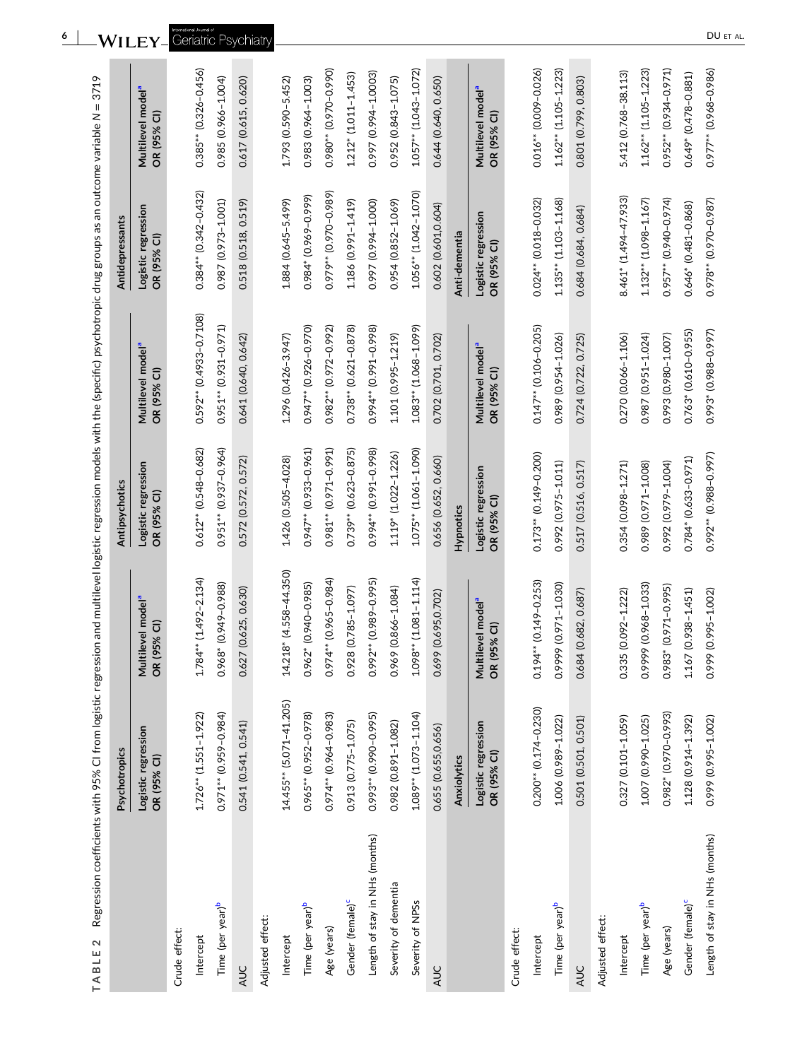**TABLE 2** Regression coefficients with 95% CI from logistic regression and multilevel logistic regression models with the (specific) psychotropic drug groups as an outcome variable N = 3719

| | Psychotropics | | Antipsychotics | | Antidepressants | |
|---|---|---|---|---|---|---|
| | Logistic regression OR (95% CI) | Multilevel model[a] OR (95% CI) | Logistic regression OR (95% CI) | Multilevel model[a] OR (95% CI) | Logistic regression OR (95% CI) | Multilevel model[a] OR (95% CI) |
| Crude effect: | | | | | | |
| Intercept | 1.726** (1.551–1.922) | 1.784** (1.492–2.134) | 0.612** (0.548–0.682) | 0.592** (0.4933–0.7108) | 0.384** (0.342–0.432) | 0.385** (0.326–0.456) |
| Time (per year)[b] | 0.971** (0.959–0.984) | 0.968* (0.949–0.988) | 0.951** (0.937–0.964) | 0.951** (0.931–0.971) | 0.987 (0.973–1.001) | 0.985 (0.966–1.004) |
| AUC | 0.541 (0.541, 0.541) | 0.627 (0.625, 0.630) | 0.572 (0.572, 0.572) | 0.641 (0.640, 0.642) | 0.518 (0.518, 0.519) | 0.617 (0.615, 0.620) |
| Adjusted effect: | | | | | | |
| Intercept | 14.455** (5.071–41.205) | 14.218* (4.558–44.350) | 1.426 (0.505–4.028) | 1.296 (0.426–3.947) | 1.884 (0.645–5.499) | 1.793 (0.590–5.452) |
| Time (per year)[b] | 0.965** (0.952–0.978) | 0.962* (0.940–0.985) | 0.947** (0.933–0.961) | 0.947** (0.926–0.970) | 0.984* (0.969–0.999) | 0.983 (0.964–1.003) |
| Age (years) | 0.974** (0.964–0.983) | 0.974** (0.965–0.984) | 0.981** (0.971–0.991) | 0.982** (0.972–0.992) | 0.979** (0.970–0.989) | 0.980** (0.970–0.990) |
| Gender (female)[c] | 0.913 (0.775–1.075) | 0.928 (0.785–1.097) | 0.739** (0.623–0.875) | 0.738** (0.621–0.878) | 1.186 (0.991–1.419) | 1.212* (1.011–1.453) |
| Length of stay in NHs (months) | 0.993** (0.990–0.995) | 0.992** (0.989–0.995) | 0.994** (0.991–0.998) | 0.994** (0.991–0.998) | 0.997 (0.994–1.000) | 0.997 (0.994–1.0003) |
| Severity of dementia | 0.982 (0.891–1.082) | 0.969 (0.866–1.084) | 1.119* (1.022–1.226) | 1.101 (0.995–1.219) | 0.954 (0.852–1.069) | 0.952 (0.843–1.075) |
| Severity of NPSs | 1.089** (1.073–1.104) | 1.098** (1.081–1.114) | 1.075** (1.061–1.090) | 1.083** (1.068–1.099) | 1.056** (1.042–1.070) | 1.057** (1.043–1.072) |
| AUC | 0.655 (0.655,0.656) | 0.699 (0.695,0.702) | 0.656 (0.652, 0.660) | 0.702 (0.701, 0.702) | 0.602 (0.601,0.604) | 0.644 (0.640, 0.650) |
| | **Anxiolytics** | | **Hypnotics** | | **Anti-dementia** | |
| | Logistic regression OR (95% CI) | Multilevel model[a] OR (95% CI) | Logistic regression OR (95% CI) | Multilevel model[a] OR (95% CI) | Logistic regression OR (95% CI) | Multilevel model[a] OR (95% CI) |
| Crude effect: | | | | | | |
| Intercept | 0.200** (0.174–0.230) | 0.194** (0.149–0.253) | 0.173** (0.149–0.200) | 0.147** (0.106–0.205) | 0.024** (0.018–0.032) | 0.016** (0.009–0.026) |
| Time (per year)[b] | 1.006 (0.989–1.022) | 0.9999 (0.971–1.030) | 0.992 (0.975–1.011) | 0.989 (0.954–1.026) | 1.135** (1.103–1.168) | 1.162** (1.105–1.223) |
| AUC | 0.501 (0.501, 0.501) | 0.684 (0.682, 0.687) | 0.517 (0.516, 0.517) | 0.724 (0.722, 0.725) | 0.684 (0.684, 0.684) | 0.801 (0.799, 0.803) |
| Adjusted effect: | | | | | | |
| Intercept | 0.327 (0.101–1.059) | 0.335 (0.092–1.222) | 0.354 (0.098–1.271) | 0.270 (0.066–1.106) | 8.461* (1.494–47.933) | 5.412 (0.768–38.113) |
| Time (per year)[b] | 1.007 (0.990–1.025) | 0.9999 (0.968–1.033) | 0.989 (0.971–1.008) | 0.987 (0.951–1.024) | 1.132** (1.098–1.167) | 1.162** (1.105–1.223) |
| Age (years) | 0.982* (0.970–0.993) | 0.983* (0.971–0.995) | 0.992 (0.979–1.004) | 0.993 (0.980–1.007) | 0.957** (0.940–0.974) | 0.952** (0.934–0.971) |
| Gender (female)[c] | 1.128 (0.914–1.392) | 1.167 (0.938–1.451) | 0.784* (0.633–0.971) | 0.763* (0.610–0.955) | 0.646* (0.481–0.868) | 0.649* (0.478–0.881) |
| Length of stay in NHs (months) | 0.999 (0.995–1.002) | 0.999 (0.995–1.002) | 0.992** (0.988–0.997) | 0.993* (0.988–0.997) | 0.978** (0.970–0.987) | 0.977** (0.968–0.986) |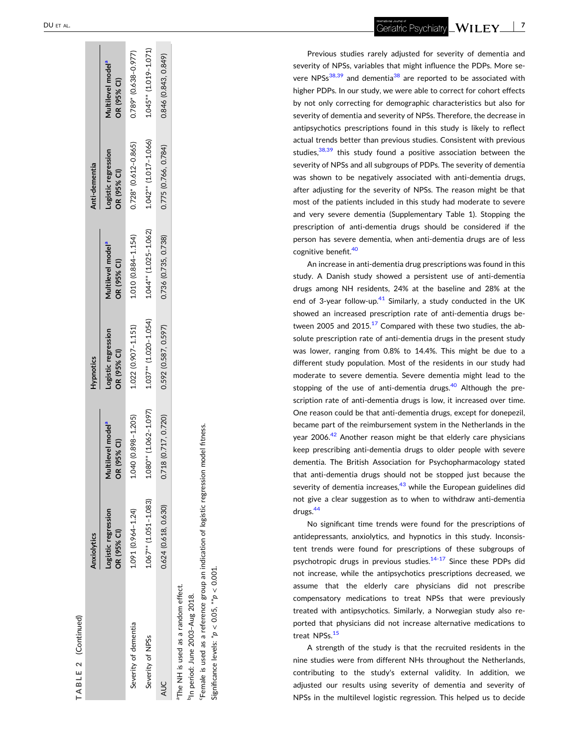TABLE 2 (Continued)

| | Anxiolytics | | Hypnotics | | Anti-dementia | |
|---|---|---|---|---|---|---|
| | Logistic regression OR (95% CI) | Multilevel model[a] OR (95% CI) | Logistic regression OR (95% CI) | Multilevel model[a] OR (95% CI) | Logistic regression OR (95% CI) | Multilevel model[a] OR (95% CI) |
| Severity of dementia | 1.091 (0.964–1.24) | 1.040 (0.898–1.205) | 1.022 (0.907–1.151) | 1.010 (0.884–1.154) | 0.728* (0.612–0.865) | 0.789* (0.638–0.977) |
| Severity of NPSs | 1.067** (1.051–1.083) | 1.080** (1.062–1.097) | 1.037** (1.020–1.054) | 1.044** (1.025–1.062) | 1.042** (1.017–1.066) | 1.045** (1.019–1.071) |
| AUC | 0.624 (0.618, 0.630) | 0.718 (0.717, 0.720) | 0.592 (0.587, 0.597) | 0.736 (0.735, 0.738) | 0.775 (0.766, 0.784) | 0.846 (0.843, 0.849) |

[a]The NH is used as a random effect.

[b]In period: June 2003–Aug 2018.

[c]Female is used as a reference group an indication of logistic regression model fitness.

Significance levels: *$p < 0.05$, **$p < 0.001$.

Previous studies rarely adjusted for severity of dementia and severity of NPSs, variables that might influence the PDPs. More severe NPSs[38,39] and dementia[38] are reported to be associated with higher PDPs. In our study, we were able to correct for cohort effects by not only correcting for demographic characteristics but also for severity of dementia and severity of NPSs. Therefore, the decrease in antipsychotics prescriptions found in this study is likely to reflect actual trends better than previous studies. Consistent with previous studies,[38,39] this study found a positive association between the severity of NPSs and all subgroups of PDPs. The severity of dementia was shown to be negatively associated with anti-dementia drugs, after adjusting for the severity of NPSs. The reason might be that most of the patients included in this study had moderate to severe and very severe dementia (Supplementary Table 1). Stopping the prescription of anti-dementia drugs should be considered if the person has severe dementia, when anti-dementia drugs are of less cognitive benefit.[40]

An increase in anti-dementia drug prescriptions was found in this study. A Danish study showed a persistent use of anti-dementia drugs among NH residents, 24% at the baseline and 28% at the end of 3-year follow-up.[41] Similarly, a study conducted in the UK showed an increased prescription rate of anti-dementia drugs between 2005 and 2015.[17] Compared with these two studies, the absolute prescription rate of anti-dementia drugs in the present study was lower, ranging from 0.8% to 14.4%. This might be due to a different study population. Most of the residents in our study had moderate to severe dementia. Severe dementia might lead to the stopping of the use of anti-dementia drugs.[40] Although the prescription rate of anti-dementia drugs is low, it increased over time. One reason could be that anti-dementia drugs, except for donepezil, became part of the reimbursement system in the Netherlands in the year 2006.[42] Another reason might be that elderly care physicians keep prescribing anti-dementia drugs to older people with severe dementia. The British Association for Psychopharmacology stated that anti-dementia drugs should not be stopped just because the severity of dementia increases,[43] while the European guidelines did not give a clear suggestion as to when to withdraw anti-dementia drugs.[44]

No significant time trends were found for the prescriptions of antidepressants, anxiolytics, and hypnotics in this study. Inconsistent trends were found for prescriptions of these subgroups of psychotropic drugs in previous studies.[14-17] Since these PDPs did not increase, while the antipsychotics prescriptions decreased, we assume that the elderly care physicians did not prescribe compensatory medications to treat NPSs that were previously treated with antipsychotics. Similarly, a Norwegian study also reported that physicians did not increase alternative medications to treat NPSs.[15]

A strength of the study is that the recruited residents in the nine studies were from different NHs throughout the Netherlands, contributing to the study's external validity. In addition, we adjusted our results using severity of dementia and severity of NPSs in the multilevel logistic regression. This helped us to decide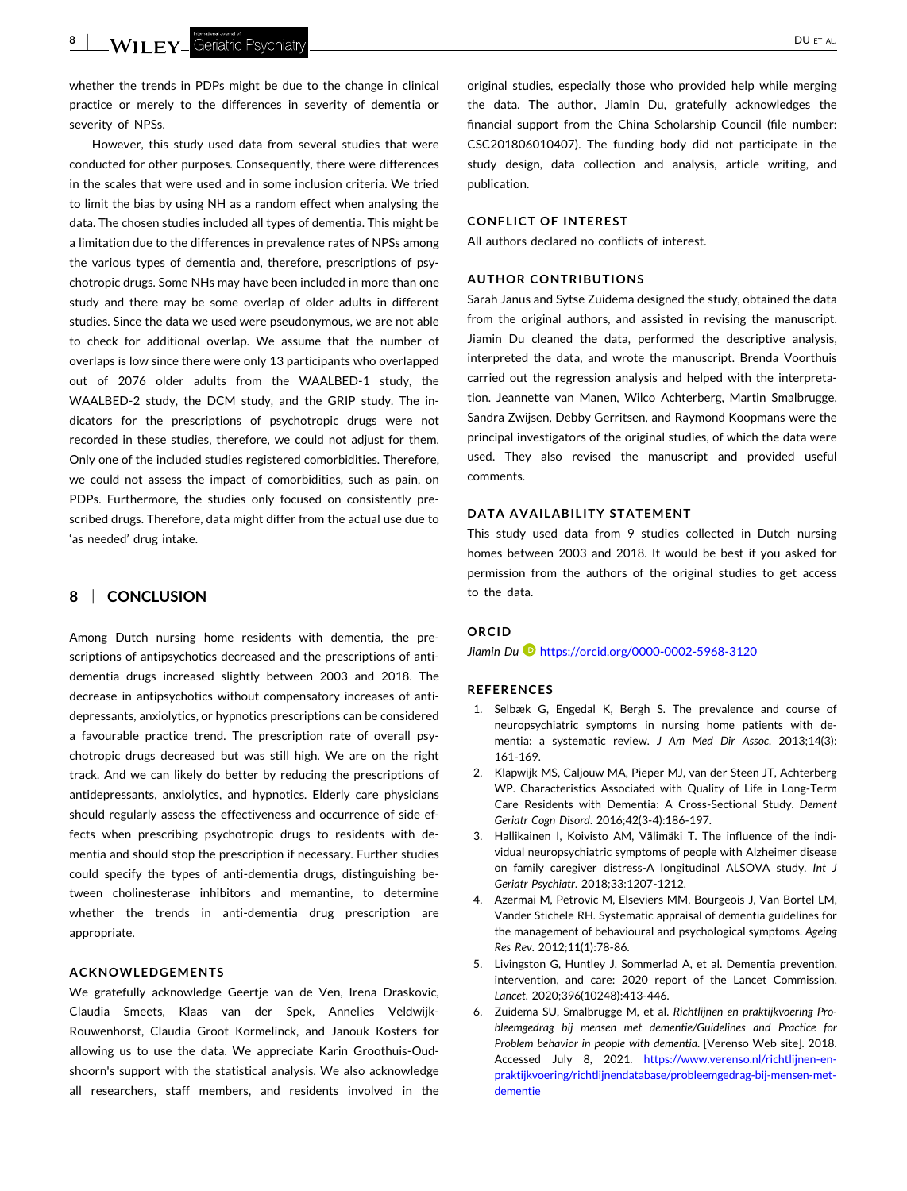whether the trends in PDPs might be due to the change in clinical practice or merely to the differences in severity of dementia or severity of NPSs.

However, this study used data from several studies that were conducted for other purposes. Consequently, there were differences in the scales that were used and in some inclusion criteria. We tried to limit the bias by using NH as a random effect when analysing the data. The chosen studies included all types of dementia. This might be a limitation due to the differences in prevalence rates of NPSs among the various types of dementia and, therefore, prescriptions of psychotropic drugs. Some NHs may have been included in more than one study and there may be some overlap of older adults in different studies. Since the data we used were pseudonymous, we are not able to check for additional overlap. We assume that the number of overlaps is low since there were only 13 participants who overlapped out of 2076 older adults from the WAALBED-1 study, the WAALBED-2 study, the DCM study, and the GRIP study. The indicators for the prescriptions of psychotropic drugs were not recorded in these studies, therefore, we could not adjust for them. Only one of the included studies registered comorbidities. Therefore, we could not assess the impact of comorbidities, such as pain, on PDPs. Furthermore, the studies only focused on consistently prescribed drugs. Therefore, data might differ from the actual use due to 'as needed' drug intake.

## 8 | CONCLUSION

Among Dutch nursing home residents with dementia, the prescriptions of antipsychotics decreased and the prescriptions of anti-dementia drugs increased slightly between 2003 and 2018. The decrease in antipsychotics without compensatory increases of antidepressants, anxiolytics, or hypnotics prescriptions can be considered a favourable practice trend. The prescription rate of overall psychotropic drugs decreased but was still high. We are on the right track. And we can likely do better by reducing the prescriptions of antidepressants, anxiolytics, and hypnotics. Elderly care physicians should regularly assess the effectiveness and occurrence of side effects when prescribing psychotropic drugs to residents with dementia and should stop the prescription if necessary. Further studies could specify the types of anti-dementia drugs, distinguishing between cholinesterase inhibitors and memantine, to determine whether the trends in anti-dementia drug prescription are appropriate.

### ACKNOWLEDGEMENTS

We gratefully acknowledge Geertje van de Ven, Irena Draskovic, Claudia Smeets, Klaas van der Spek, Annelies Veldwijk-Rouwenhorst, Claudia Groot Kormelinck, and Janouk Kosters for allowing us to use the data. We appreciate Karin Groothuis-Oudshoorn's support with the statistical analysis. We also acknowledge all researchers, staff members, and residents involved in the original studies, especially those who provided help while merging the data. The author, Jiamin Du, gratefully acknowledges the financial support from the China Scholarship Council (file number: CSC201806010407). The funding body did not participate in the study design, data collection and analysis, article writing, and publication.

### CONFLICT OF INTEREST

All authors declared no conflicts of interest.

### AUTHOR CONTRIBUTIONS

Sarah Janus and Sytse Zuidema designed the study, obtained the data from the original authors, and assisted in revising the manuscript. Jiamin Du cleaned the data, performed the descriptive analysis, interpreted the data, and wrote the manuscript. Brenda Voorthuis carried out the regression analysis and helped with the interpretation. Jeannette van Manen, Wilco Achterberg, Martin Smalbrugge, Sandra Zwijsen, Debby Gerritsen, and Raymond Koopmans were the principal investigators of the original studies, of which the data were used. They also revised the manuscript and provided useful comments.

### DATA AVAILABILITY STATEMENT

This study used data from 9 studies collected in Dutch nursing homes between 2003 and 2018. It would be best if you asked for permission from the authors of the original studies to get access to the data.

### ORCID

*Jiamin Du* https://orcid.org/0000-0002-5968-3120

### REFERENCES

1. Selbæk G, Engedal K, Bergh S. The prevalence and course of neuropsychiatric symptoms in nursing home patients with dementia: a systematic review. *J Am Med Dir Assoc*. 2013;14(3):161-169.
2. Klapwijk MS, Caljouw MA, Pieper MJ, van der Steen JT, Achterberg WP. Characteristics Associated with Quality of Life in Long-Term Care Residents with Dementia: A Cross-Sectional Study. *Dement Geriatr Cogn Disord*. 2016;42(3-4):186-197.
3. Hallikainen I, Koivisto AM, Välimäki T. The influence of the individual neuropsychiatric symptoms of people with Alzheimer disease on family caregiver distress-A longitudinal ALSOVA study. *Int J Geriatr Psychiatr*. 2018;33:1207-1212.
4. Azermai M, Petrovic M, Elseviers MM, Bourgeois J, Van Bortel LM, Vander Stichele RH. Systematic appraisal of dementia guidelines for the management of behavioural and psychological symptoms. *Ageing Res Rev*. 2012;11(1):78-86.
5. Livingston G, Huntley J, Sommerlad A, et al. Dementia prevention, intervention, and care: 2020 report of the Lancet Commission. *Lancet*. 2020;396(10248):413-446.
6. Zuidema SU, Smalbrugge M, et al. *Richtlijnen en praktijkvoering Probleemgedrag bij mensen met dementie/Guidelines and Practice for Problem behavior in people with dementia*. [Verenso Web site]. 2018. Accessed July 8, 2021. https://www.verenso.nl/richtlijnen-en-praktijkvoering/richtlijnendatabase/probleemgedrag-bij-mensen-met-dementie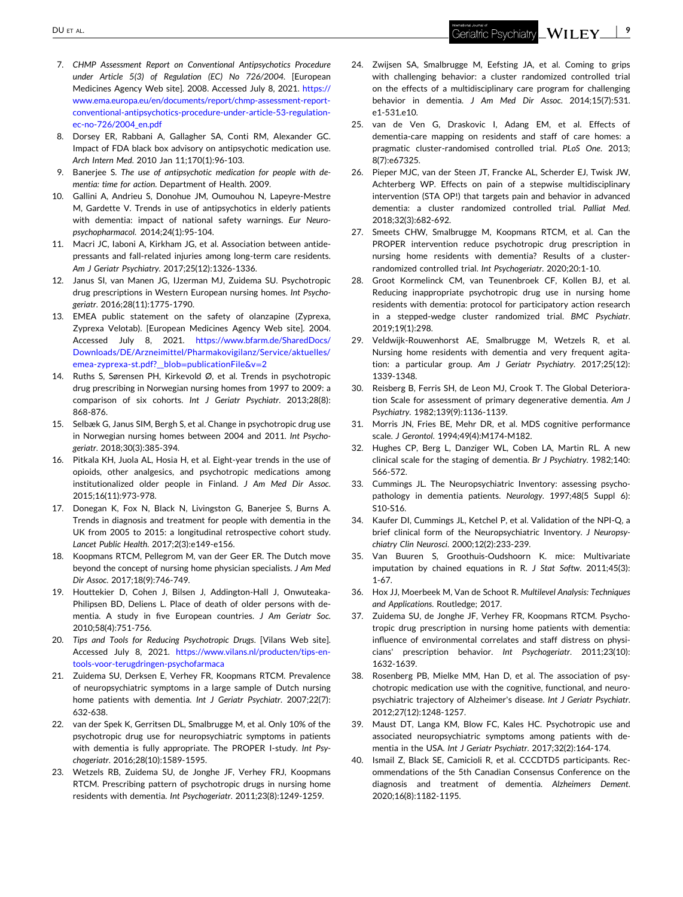7. *CHMP Assessment Report on Conventional Antipsychotics Procedure under Article 5(3) of Regulation (EC) No 726/2004*. [European Medicines Agency Web site]. 2008. Accessed July 8, 2021. https://www.ema.europa.eu/en/documents/report/chmp-assessment-report-conventional-antipsychotics-procedure-under-article-53-regulation-ec-no-726/2004_en.pdf
8. Dorsey ER, Rabbani A, Gallagher SA, Conti RM, Alexander GC. Impact of FDA black box advisory on antipsychotic medication use. *Arch Intern Med*. 2010 Jan 11;170(1):96-103.
9. Banerjee S. *The use of antipsychotic medication for people with dementia: time for action*. Department of Health. 2009.
10. Gallini A, Andrieu S, Donohue JM, Oumouhou N, Lapeyre-Mestre M, Gardette V. Trends in use of antipsychotics in elderly patients with dementia: impact of national safety warnings. *Eur Neuropsychopharmacol*. 2014;24(1):95-104.
11. Macri JC, Iaboni A, Kirkham JG, et al. Association between antidepressants and fall-related injuries among long-term care residents. *Am J Geriatr Psychiatry*. 2017;25(12):1326-1336.
12. Janus SI, van Manen JG, IJzerman MJ, Zuidema SU. Psychotropic drug prescriptions in Western European nursing homes. *Int Psychogeriatr*. 2016;28(11):1775-1790.
13. EMEA public statement on the safety of olanzapine (Zyprexa, Zyprexa Velotab). [European Medicines Agency Web site]. 2004. Accessed July 8, 2021. https://www.bfarm.de/SharedDocs/Downloads/DE/Arzneimittel/Pharmakovigilanz/Service/aktuelles/emea-zyprexa-st.pdf?__blob=publicationFile&v=2
14. Ruths S, Sørensen PH, Kirkevold Ø, et al. Trends in psychotropic drug prescribing in Norwegian nursing homes from 1997 to 2009: a comparison of six cohorts. *Int J Geriatr Psychiatr*. 2013;28(8):868-876.
15. Selbæk G, Janus SIM, Bergh S, et al. Change in psychotropic drug use in Norwegian nursing homes between 2004 and 2011. *Int Psychogeriatr*. 2018;30(3):385-394.
16. Pitkala KH, Juola AL, Hosia H, et al. Eight-year trends in the use of opioids, other analgesics, and psychotropic medications among institutionalized older people in Finland. *J Am Med Dir Assoc*. 2015;16(11):973-978.
17. Donegan K, Fox N, Black N, Livingston G, Banerjee S, Burns A. Trends in diagnosis and treatment for people with dementia in the UK from 2005 to 2015: a longitudinal retrospective cohort study. *Lancet Public Health*. 2017;2(3):e149-e156.
18. Koopmans RTCM, Pellegrom M, van der Geer ER. The Dutch move beyond the concept of nursing home physician specialists. *J Am Med Dir Assoc*. 2017;18(9):746-749.
19. Houttekier D, Cohen J, Bilsen J, Addington-Hall J, Onwuteaka-Philipsen BD, Deliens L. Place of death of older persons with dementia. A study in five European countries. *J Am Geriatr Soc*. 2010;58(4):751-756.
20. *Tips and Tools for Reducing Psychotropic Drugs*. [Vilans Web site]. Accessed July 8, 2021. https://www.vilans.nl/producten/tips-en-tools-voor-terugdringen-psychofarmaca
21. Zuidema SU, Derksen E, Verhey FR, Koopmans RTCM. Prevalence of neuropsychiatric symptoms in a large sample of Dutch nursing home patients with dementia. *Int J Geriatr Psychiatr*. 2007;22(7):632-638.
22. van der Spek K, Gerritsen DL, Smalbrugge M, et al. Only 10% of the psychotropic drug use for neuropsychiatric symptoms in patients with dementia is fully appropriate. The PROPER I-study. *Int Psychogeriatr*. 2016;28(10):1589-1595.
23. Wetzels RB, Zuidema SU, de Jonghe JF, Verhey FRJ, Koopmans RTCM. Prescribing pattern of psychotropic drugs in nursing home residents with dementia. *Int Psychogeriatr*. 2011;23(8):1249-1259.
24. Zwijsen SA, Smalbrugge M, Eefsting JA, et al. Coming to grips with challenging behavior: a cluster randomized controlled trial on the effects of a multidisciplinary care program for challenging behavior in dementia. *J Am Med Dir Assoc*. 2014;15(7):531.e1-531.e10.
25. van de Ven G, Draskovic I, Adang EM, et al. Effects of dementia-care mapping on residents and staff of care homes: a pragmatic cluster-randomised controlled trial. *PLoS One*. 2013;8(7):e67325.
26. Pieper MJC, van der Steen JT, Francke AL, Scherder EJ, Twisk JW, Achterberg WP. Effects on pain of a stepwise multidisciplinary intervention (STA OP!) that targets pain and behavior in advanced dementia: a cluster randomized controlled trial. *Palliat Med*. 2018;32(3):682-692.
27. Smeets CHW, Smalbrugge M, Koopmans RTCM, et al. Can the PROPER intervention reduce psychotropic drug prescription in nursing home residents with dementia? Results of a cluster-randomized controlled trial. *Int Psychogeriatr*. 2020;20:1-10.
28. Groot Kormelinck CM, van Teunenbroek CF, Kollen BJ, et al. Reducing inappropriate psychotropic drug use in nursing home residents with dementia: protocol for participatory action research in a stepped-wedge cluster randomized trial. *BMC Psychiatr*. 2019;19(1):298.
29. Veldwijk-Rouwenhorst AE, Smalbrugge M, Wetzels R, et al. Nursing home residents with dementia and very frequent agitation: a particular group. *Am J Geriatr Psychiatry*. 2017;25(12):1339-1348.
30. Reisberg B, Ferris SH, de Leon MJ, Crook T. The Global Deterioration Scale for assessment of primary degenerative dementia. *Am J Psychiatry*. 1982;139(9):1136-1139.
31. Morris JN, Fries BE, Mehr DR, et al. MDS cognitive performance scale. *J Gerontol*. 1994;49(4):M174-M182.
32. Hughes CP, Berg L, Danziger WL, Coben LA, Martin RL. A new clinical scale for the staging of dementia. *Br J Psychiatry*. 1982;140:566-572.
33. Cummings JL. The Neuropsychiatric Inventory: assessing psychopathology in dementia patients. *Neurology*. 1997;48(5 Suppl 6):S10-S16.
34. Kaufer DI, Cummings JL, Ketchel P, et al. Validation of the NPI-Q, a brief clinical form of the Neuropsychiatric Inventory. *J Neuropsychiatry Clin Neurosci*. 2000;12(2):233-239.
35. Van Buuren S, Groothuis-Oudshoorn K. mice: Multivariate imputation by chained equations in R. *J Stat Softw*. 2011;45(3):1-67.
36. Hox JJ, Moerbeek M, Van de Schoot R. *Multilevel Analysis: Techniques and Applications*. Routledge; 2017.
37. Zuidema SU, de Jonghe JF, Verhey FR, Koopmans RTCM. Psychotropic drug prescription in nursing home patients with dementia: influence of environmental correlates and staff distress on physicians' prescription behavior. *Int Psychogeriatr*. 2011;23(10):1632-1639.
38. Rosenberg PB, Mielke MM, Han D, et al. The association of psychotropic medication use with the cognitive, functional, and neuropsychiatric trajectory of Alzheimer's disease. *Int J Geriatr Psychiatr*. 2012;27(12):1248-1257.
39. Maust DT, Langa KM, Blow FC, Kales HC. Psychotropic use and associated neuropsychiatric symptoms among patients with dementia in the USA. *Int J Geriatr Psychiatr*. 2017;32(2):164-174.
40. Ismail Z, Black SE, Camicioli R, et al. CCCDTD5 participants. Recommendations of the 5th Canadian Consensus Conference on the diagnosis and treatment of dementia. *Alzheimers Dement*. 2020;16(8):1182-1195.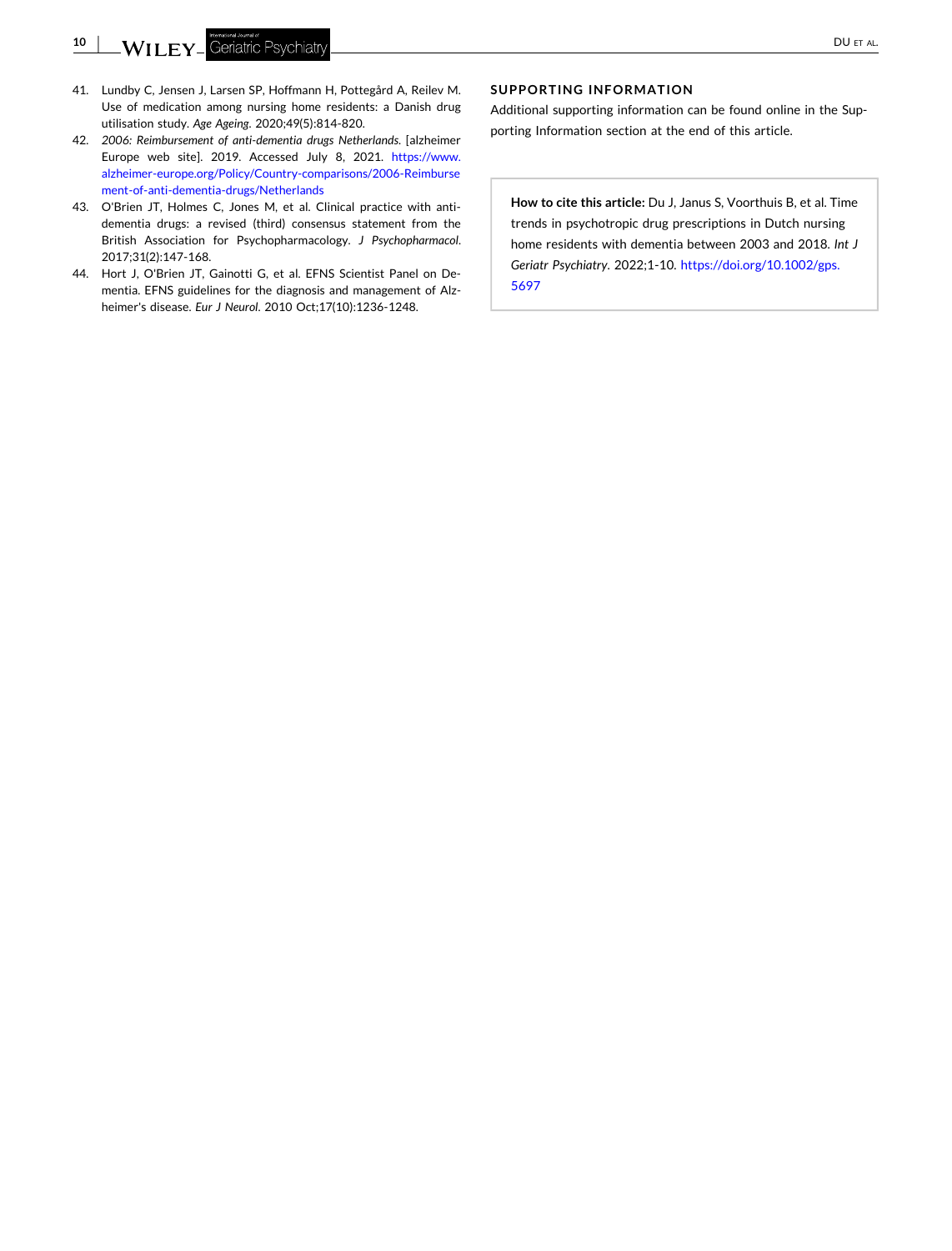41. Lundby C, Jensen J, Larsen SP, Hoffmann H, Pottegård A, Reilev M. Use of medication among nursing home residents: a Danish drug utilisation study. *Age Ageing*. 2020;49(5):814-820.
42. *2006: Reimbursement of anti-dementia drugs Netherlands*. [alzheimer Europe web site]. 2019. Accessed July 8, 2021. https://www.alzheimer-europe.org/Policy/Country-comparisons/2006-Reimbursement-of-anti-dementia-drugs/Netherlands
43. O'Brien JT, Holmes C, Jones M, et al. Clinical practice with anti-dementia drugs: a revised (third) consensus statement from the British Association for Psychopharmacology. *J Psychopharmacol*. 2017;31(2):147-168.
44. Hort J, O'Brien JT, Gainotti G, et al. EFNS Scientist Panel on Dementia. EFNS guidelines for the diagnosis and management of Alzheimer's disease. *Eur J Neurol*. 2010 Oct;17(10):1236-1248.

## SUPPORTING INFORMATION

Additional supporting information can be found online in the Supporting Information section at the end of this article.

**How to cite this article:** Du J, Janus S, Voorthuis B, et al. Time trends in psychotropic drug prescriptions in Dutch nursing home residents with dementia between 2003 and 2018. *Int J Geriatr Psychiatry*. 2022;1-10. https://doi.org/10.1002/gps.5697